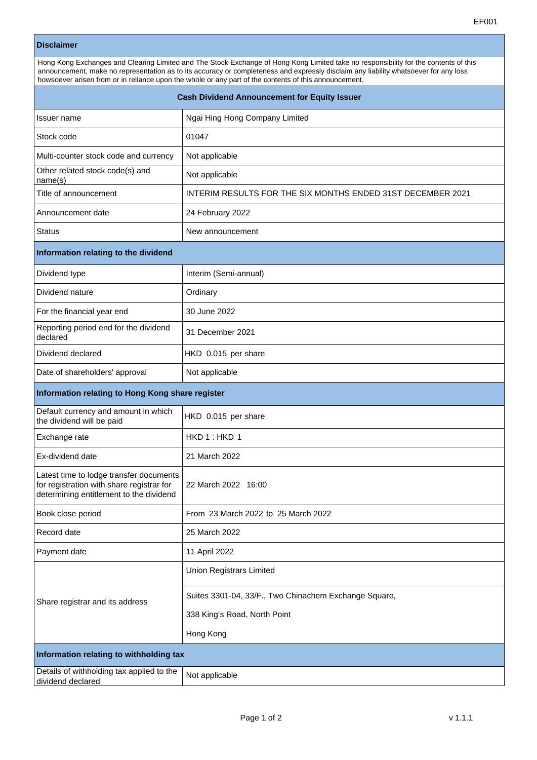EF001

## Disclaimer

Hong Kong Exchanges and Clearing Limited and The Stock Exchange of Hong Kong Limited take no responsibility for the contents of this announcement, make no representation as to its accuracy or completeness and expressly disclaim any liability whatsoever for any loss howsoever arisen from or in reliance upon the whole or any part of the contents of this announcement.

## Cash Dividend Announcement for Equity Issuer

| | |
|---|---|
| Issuer name | Ngai Hing Hong Company Limited |
| Stock code | 01047 |
| Multi-counter stock code and currency | Not applicable |
| Other related stock code(s) and name(s) | Not applicable |
| Title of announcement | INTERIM RESULTS FOR THE SIX MONTHS ENDED 31ST DECEMBER 2021 |
| Announcement date | 24 February 2022 |
| Status | New announcement |

### Information relating to the dividend

| | |
|---|---|
| Dividend type | Interim (Semi-annual) |
| Dividend nature | Ordinary |
| For the financial year end | 30 June 2022 |
| Reporting period end for the dividend declared | 31 December 2021 |
| Dividend declared | HKD 0.015 per share |
| Date of shareholders' approval | Not applicable |

### Information relating to Hong Kong share register

| | |
|---|---|
| Default currency and amount in which the dividend will be paid | HKD 0.015 per share |
| Exchange rate | HKD 1 : HKD 1 |
| Ex-dividend date | 21 March 2022 |
| Latest time to lodge transfer documents for registration with share registrar for determining entitlement to the dividend | 22 March 2022 16:00 |
| Book close period | From 23 March 2022 to 25 March 2022 |
| Record date | 25 March 2022 |
| Payment date | 11 April 2022 |
| Share registrar and its address | Union Registrars Limited<br>Suites 3301-04, 33/F., Two Chinachem Exchange Square,<br>338 King's Road, North Point<br>Hong Kong |

### Information relating to withholding tax

| | |
|---|---|
| Details of withholding tax applied to the dividend declared | Not applicable |

v 1.1.1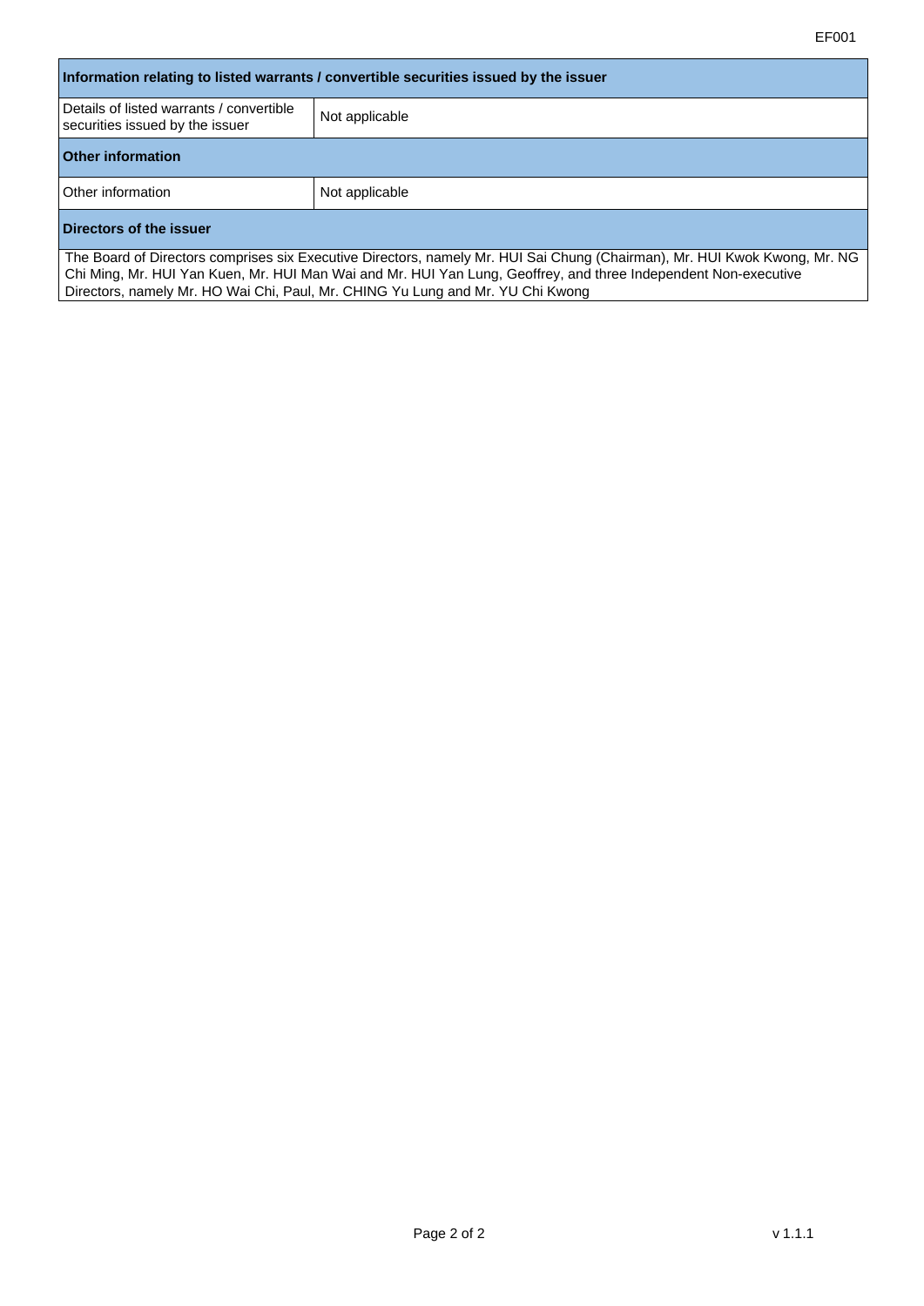## Information relating to listed warrants / convertible securities issued by the issuer

| | |
|---|---|
| Details of listed warrants / convertible securities issued by the issuer | Not applicable |

## Other information

| | |
|---|---|
| Other information | Not applicable |

## Directors of the issuer

The Board of Directors comprises six Executive Directors, namely Mr. HUI Sai Chung (Chairman), Mr. HUI Kwok Kwong, Mr. NG Chi Ming, Mr. HUI Yan Kuen, Mr. HUI Man Wai and Mr. HUI Yan Lung, Geoffrey, and three Independent Non-executive Directors, namely Mr. HO Wai Chi, Paul, Mr. CHING Yu Lung and Mr. YU Chi Kwong